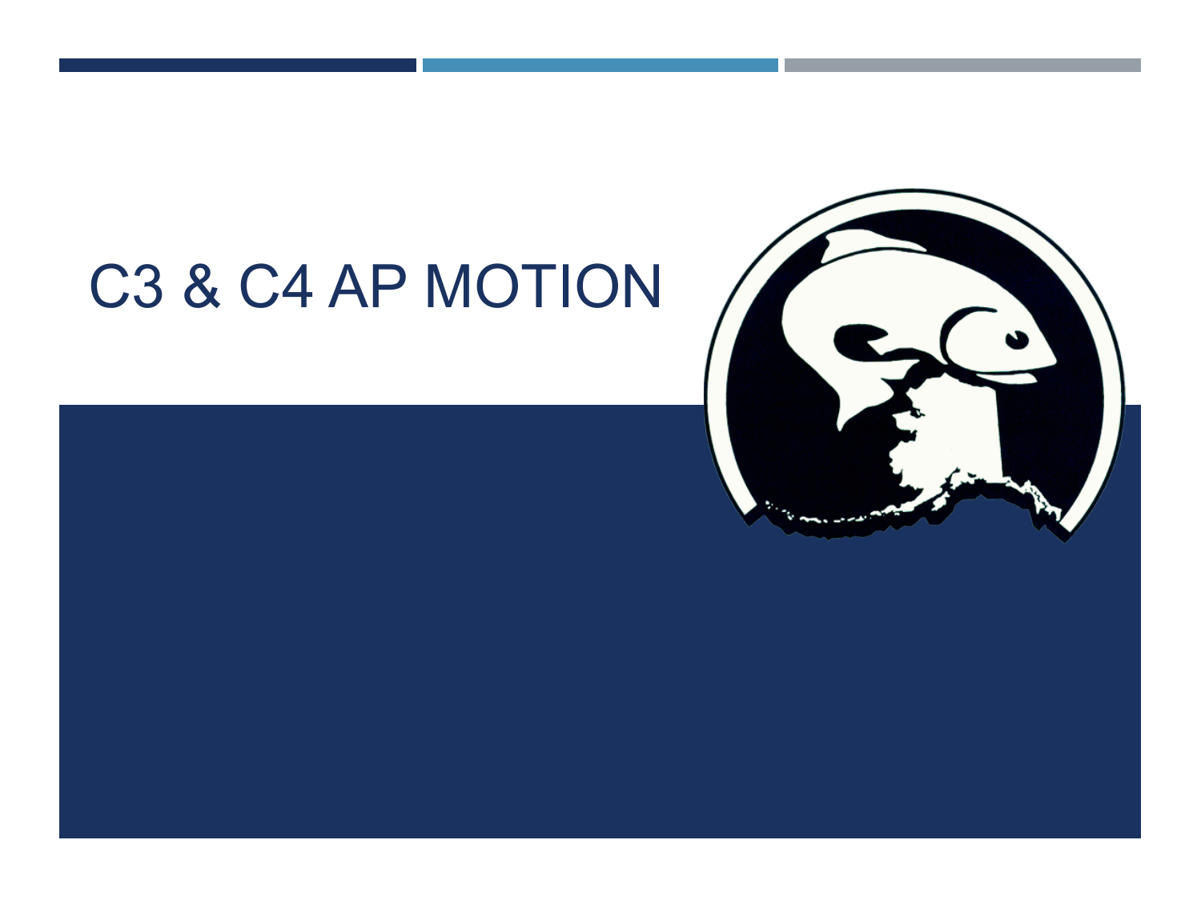# C3 & C4 AP MOTION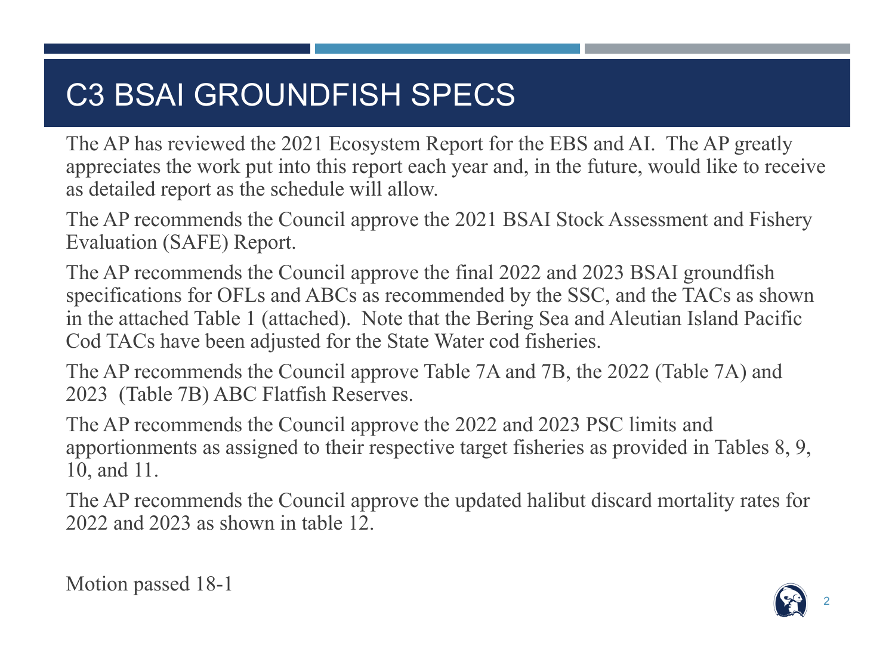# C3 BSAI GROUNDFISH SPECS

The AP has reviewed the 2021 Ecosystem Report for the EBS and AI. The AP greatly appreciates the work put into this report each year and, in the future, would like to receive as detailed report as the schedule will allow.

The AP recommends the Council approve the 2021 BSAI Stock Assessment and Fishery Evaluation (SAFE) Report.

The AP recommends the Council approve the final 2022 and 2023 BSAI groundfish specifications for OFLs and ABCs as recommended by the SSC, and the TACs as shown in the attached Table 1 (attached). Note that the Bering Sea and Aleutian Island Pacific Cod TACs have been adjusted for the State Water cod fisheries.

The AP recommends the Council approve Table 7A and 7B, the 2022 (Table 7A) and 2023 (Table 7B) ABC Flatfish Reserves.

The AP recommends the Council approve the 2022 and 2023 PSC limits and apportionments as assigned to their respective target fisheries as provided in Tables 8, 9, 10, and 11.

The AP recommends the Council approve the updated halibut discard mortality rates for 2022 and 2023 as shown in table 12.

Motion passed 18-1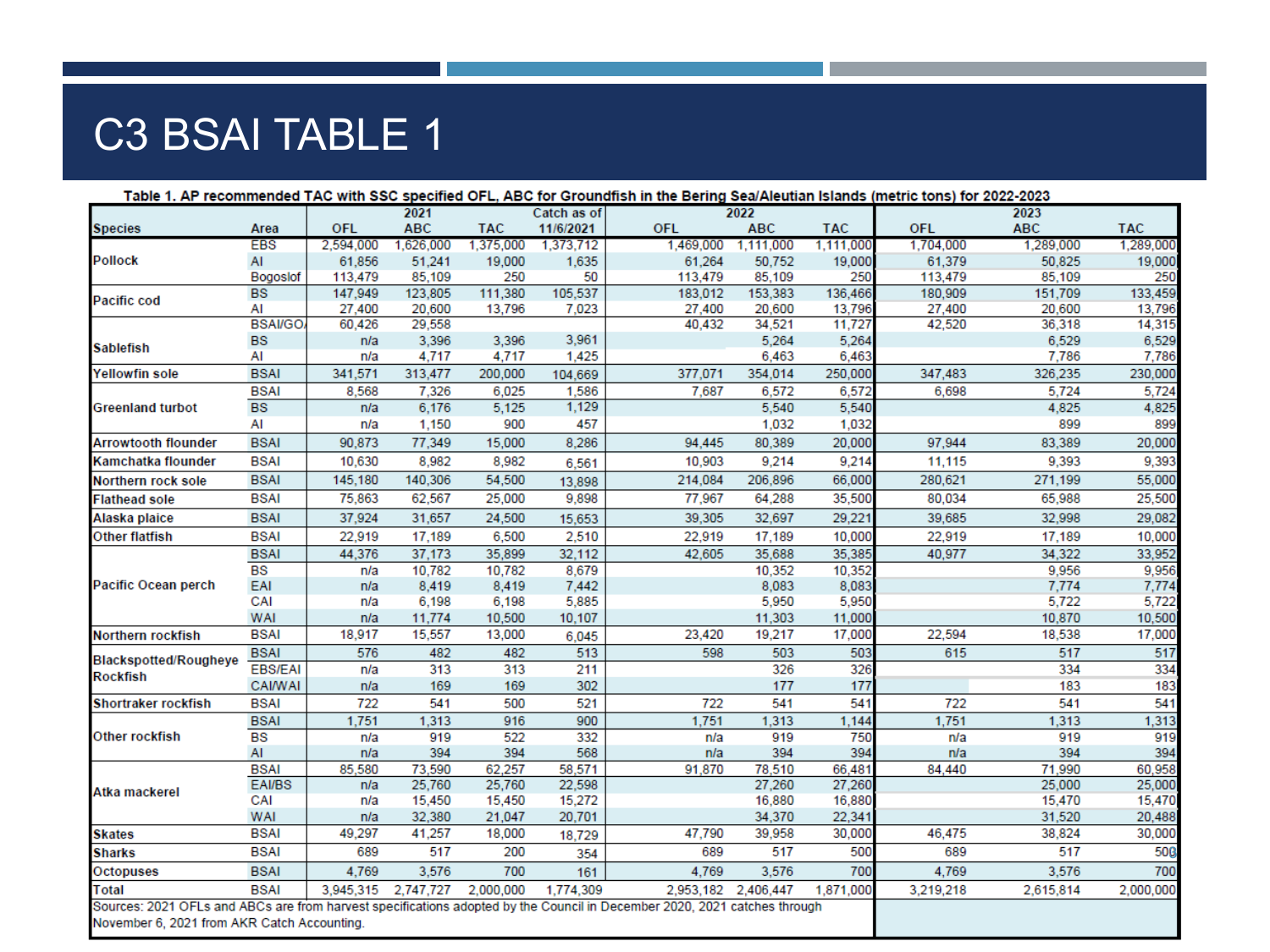# C3 BSAI TABLE 1

Table 1. AP recommended TAC with SSC specified OFL, ABC for Groundfish in the Bering Sea/Aleutian Islands (metric tons) for 2022-2023

| Species | Area | 2021 OFL | 2021 ABC | 2021 TAC | Catch as of 11/6/2021 | 2022 OFL | 2022 ABC | 2022 TAC | 2023 OFL | 2023 ABC | 2023 TAC |
|---|---|---|---|---|---|---|---|---|---|---|---|
| Pollock | EBS | 2,594,000 | 1,626,000 | 1,375,000 | 1,373,712 | 1,469,000 | 1,111,000 | 1,111,000 | 1,704,000 | 1,289,000 | 1,289,000 |
| | AI | 61,856 | 51,241 | 19,000 | 1,635 | 61,264 | 50,752 | 19,000 | 61,379 | 50,825 | 19,000 |
| | Bogoslof | 113,479 | 85,109 | 250 | 50 | 113,479 | 85,109 | 250 | 113,479 | 85,109 | 250 |
| Pacific cod | BS | 147,949 | 123,805 | 111,380 | 105,537 | 183,012 | 153,383 | 136,466 | 180,909 | 151,709 | 133,459 |
| | AI | 27,400 | 20,600 | 13,796 | 7,023 | 27,400 | 20,600 | 13,796 | 27,400 | 20,600 | 13,796 |
| Sablefish | BSAI/GOA | 60,426 | 29,558 | | | 40,432 | 34,521 | 11,727 | 42,520 | 36,318 | 14,315 |
| | BS | n/a | 3,396 | 3,396 | 3,961 | | 5,264 | 5,264 | | 6,529 | 6,529 |
| | AI | n/a | 4,717 | 4,717 | 1,425 | | 6,463 | 6,463 | | 7,786 | 7,786 |
| Yellowfin sole | BSAI | 341,571 | 313,477 | 200,000 | 104,669 | 377,071 | 354,014 | 250,000 | 347,483 | 326,235 | 230,000 |
| Greenland turbot | BSAI | 8,568 | 7,326 | 6,025 | 1,586 | 7,687 | 6,572 | 6,572 | 6,698 | 5,724 | 5,724 |
| | BS | n/a | 6,176 | 5,125 | 1,129 | | 5,540 | 5,540 | | 4,825 | 4,825 |
| | AI | n/a | 1,150 | 900 | 457 | | 1,032 | 1,032 | | 899 | 899 |
| Arrowtooth flounder | BSAI | 90,873 | 77,349 | 15,000 | 8,286 | 94,445 | 80,389 | 20,000 | 97,944 | 83,389 | 20,000 |
| Kamchatka flounder | BSAI | 10,630 | 8,982 | 8,982 | 6,561 | 10,903 | 9,214 | 9,214 | 11,115 | 9,393 | 9,393 |
| Northern rock sole | BSAI | 145,180 | 140,306 | 54,500 | 13,898 | 214,084 | 206,896 | 66,000 | 280,621 | 271,199 | 55,000 |
| Flathead sole | BSAI | 75,863 | 62,567 | 25,000 | 9,898 | 77,967 | 64,288 | 35,500 | 80,034 | 65,988 | 25,500 |
| Alaska plaice | BSAI | 37,924 | 31,657 | 24,500 | 15,653 | 39,305 | 32,697 | 29,221 | 39,685 | 32,998 | 29,082 |
| Other flatfish | BSAI | 22,919 | 17,189 | 6,500 | 2,510 | 22,919 | 17,189 | 10,000 | 22,919 | 17,189 | 10,000 |
| Pacific Ocean perch | BSAI | 44,376 | 37,173 | 35,899 | 32,112 | 42,605 | 35,688 | 35,385 | 40,977 | 34,322 | 33,952 |
| | BS | n/a | 10,782 | 10,782 | 8,679 | | 10,352 | 10,352 | | 9,956 | 9,956 |
| | EAI | n/a | 8,419 | 8,419 | 7,442 | | 8,083 | 8,083 | | 7,774 | 7,774 |
| | CAI | n/a | 6,198 | 6,198 | 5,885 | | 5,950 | 5,950 | | 5,722 | 5,722 |
| | WAI | n/a | 11,774 | 10,500 | 10,107 | | 11,303 | 11,000 | | 10,870 | 10,500 |
| Northern rockfish | BSAI | 18,917 | 15,557 | 13,000 | 6,045 | 23,420 | 19,217 | 17,000 | 22,594 | 18,538 | 17,000 |
| Blackspotted/Rougheye Rockfish | BSAI | 576 | 482 | 482 | 513 | 598 | 503 | 503 | 615 | 517 | 517 |
| | EBS/EAI | n/a | 313 | 313 | 211 | | 326 | 326 | | 334 | 334 |
| | CAI/WAI | n/a | 169 | 169 | 302 | | 177 | 177 | | 183 | 183 |
| Shortraker rockfish | BSAI | 722 | 541 | 500 | 521 | 722 | 541 | 541 | 722 | 541 | 541 |
| Other rockfish | BSAI | 1,751 | 1,313 | 916 | 900 | 1,751 | 1,313 | 1,144 | 1,751 | 1,313 | 1,313 |
| | BS | n/a | 919 | 522 | 332 | n/a | 919 | 750 | n/a | 919 | 919 |
| | AI | n/a | 394 | 394 | 568 | n/a | 394 | 394 | n/a | 394 | 394 |
| Atka mackerel | BSAI | 85,580 | 73,590 | 62,257 | 58,571 | 91,870 | 78,510 | 66,481 | 84,440 | 71,990 | 60,958 |
| | EAI/BS | n/a | 25,760 | 25,760 | 22,598 | | 27,260 | 27,260 | | 25,000 | 25,000 |
| | CAI | n/a | 15,450 | 15,450 | 15,272 | | 16,880 | 16,880 | | 15,470 | 15,470 |
| | WAI | n/a | 32,380 | 21,047 | 20,701 | | 34,370 | 22,341 | | 31,520 | 20,488 |
| Skates | BSAI | 49,297 | 41,257 | 18,000 | 18,729 | 47,790 | 39,958 | 30,000 | 46,475 | 38,824 | 30,000 |
| Sharks | BSAI | 689 | 517 | 200 | 354 | 689 | 517 | 500 | 689 | 517 | 500 |
| Octopuses | BSAI | 4,769 | 3,576 | 700 | 161 | 4,769 | 3,576 | 700 | 4,769 | 3,576 | 700 |
| Total | BSAI | 3,945,315 | 2,747,727 | 2,000,000 | 1,774,309 | 2,953,182 | 2,406,447 | 1,871,000 | 3,219,218 | 2,615,814 | 2,000,000 |

Sources: 2021 OFLs and ABCs are from harvest specifications adopted by the Council in December 2020, 2021 catches through November 6, 2021 from AKR Catch Accounting.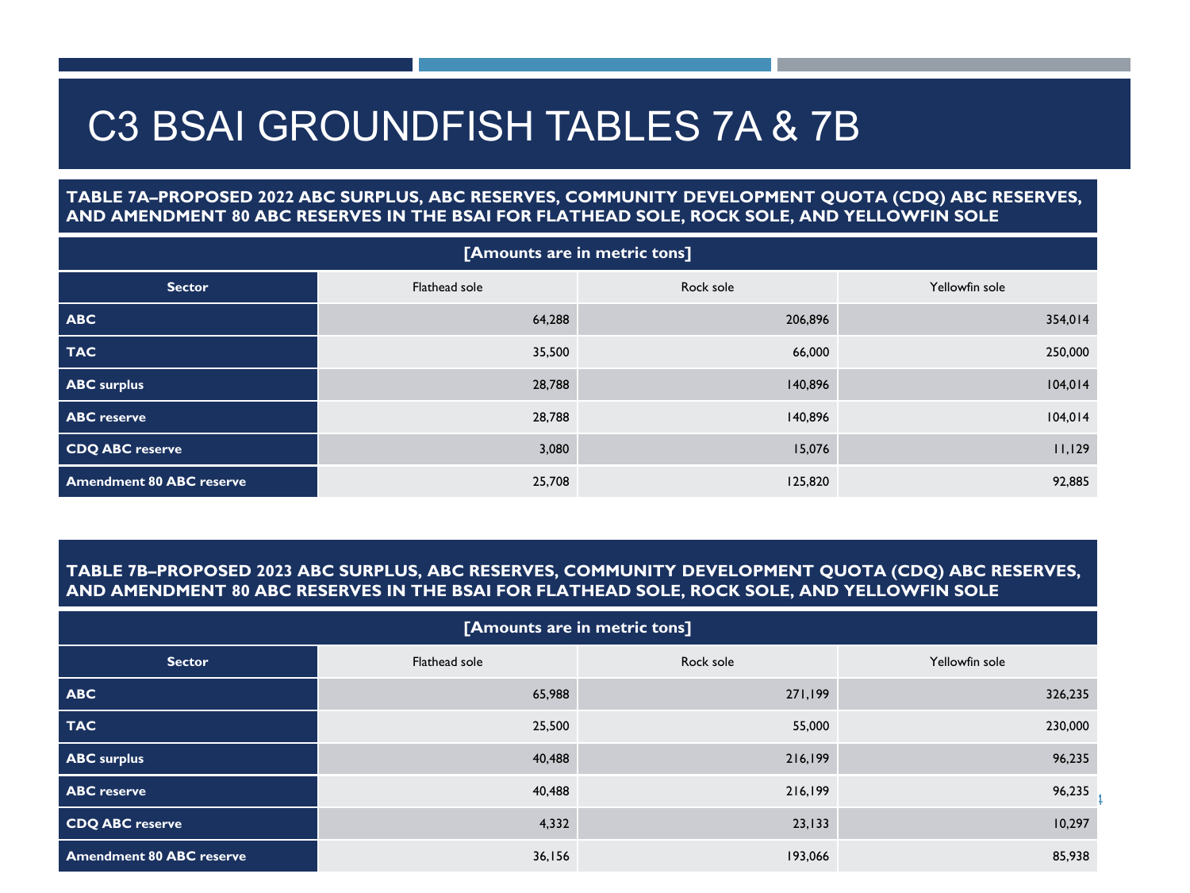# C3 BSAI GROUNDFISH TABLES 7A & 7B

**TABLE 7A–PROPOSED 2022 ABC SURPLUS, ABC RESERVES, COMMUNITY DEVELOPMENT QUOTA (CDQ) ABC RESERVES, AND AMENDMENT 80 ABC RESERVES IN THE BSAI FOR FLATHEAD SOLE, ROCK SOLE, AND YELLOWFIN SOLE**

[Amounts are in metric tons]

| Sector | Flathead sole | Rock sole | Yellowfin sole |
|---|---|---|---|
| ABC | 64,288 | 206,896 | 354,014 |
| TAC | 35,500 | 66,000 | 250,000 |
| ABC surplus | 28,788 | 140,896 | 104,014 |
| ABC reserve | 28,788 | 140,896 | 104,014 |
| CDQ ABC reserve | 3,080 | 15,076 | 11,129 |
| Amendment 80 ABC reserve | 25,708 | 125,820 | 92,885 |

**TABLE 7B–PROPOSED 2023 ABC SURPLUS, ABC RESERVES, COMMUNITY DEVELOPMENT QUOTA (CDQ) ABC RESERVES, AND AMENDMENT 80 ABC RESERVES IN THE BSAI FOR FLATHEAD SOLE, ROCK SOLE, AND YELLOWFIN SOLE**

[Amounts are in metric tons]

| Sector | Flathead sole | Rock sole | Yellowfin sole |
|---|---|---|---|
| ABC | 65,988 | 271,199 | 326,235 |
| TAC | 25,500 | 55,000 | 230,000 |
| ABC surplus | 40,488 | 216,199 | 96,235 |
| ABC reserve | 40,488 | 216,199 | 96,235 |
| CDQ ABC reserve | 4,332 | 23,133 | 10,297 |
| Amendment 80 ABC reserve | 36,156 | 193,066 | 85,938 |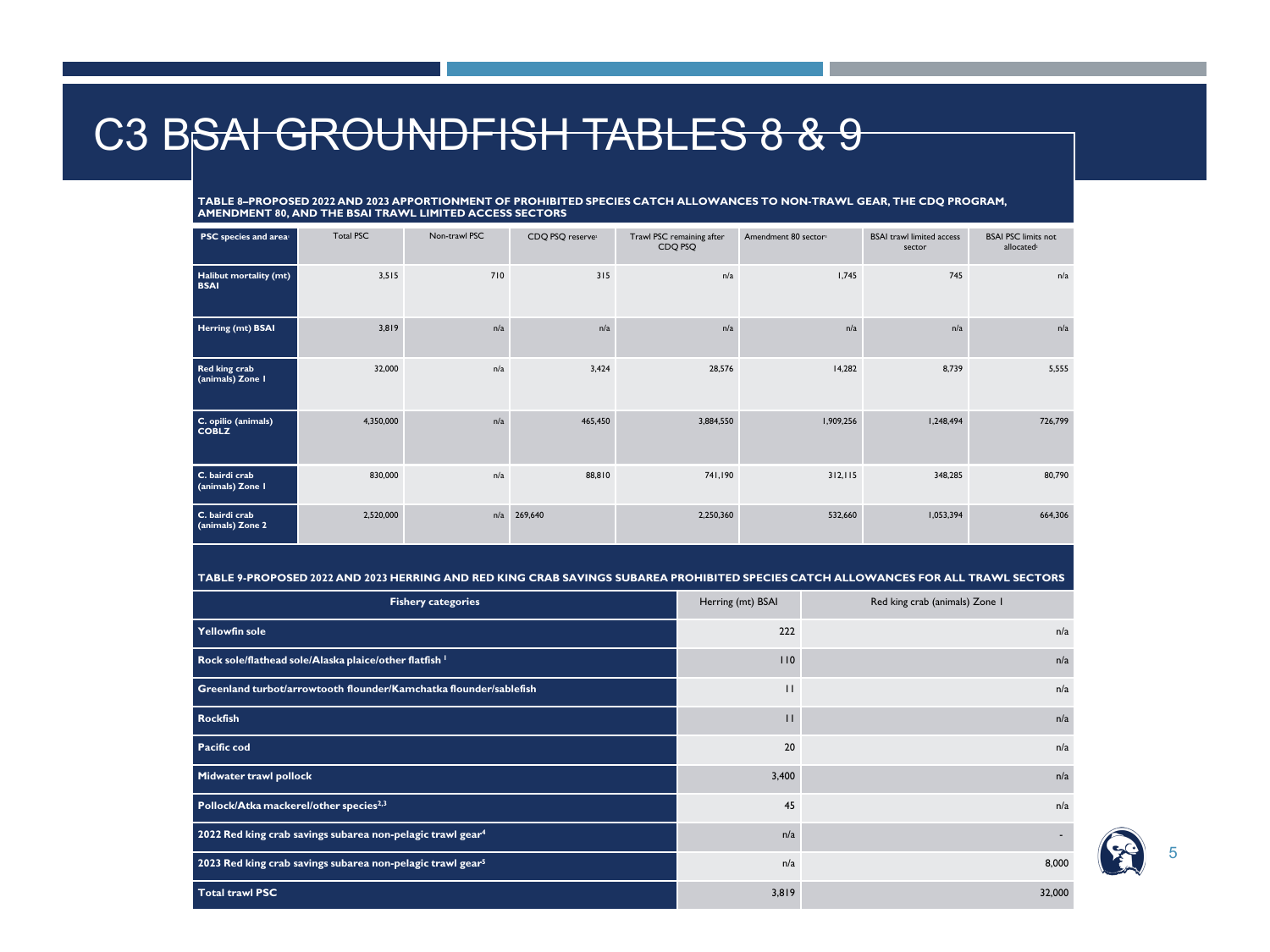# C3 BSAI GROUNDFISH TABLES 8 & 9

**TABLE 8–PROPOSED 2022 AND 2023 APPORTIONMENT OF PROHIBITED SPECIES CATCH ALLOWANCES TO NON-TRAWL GEAR, THE CDQ PROGRAM, AMENDMENT 80, AND THE BSAI TRAWL LIMITED ACCESS SECTORS**

| PSC species and area[1] | Total PSC | Non-trawl PSC | CDQ PSQ reserve[2] | Trawl PSC remaining after CDQ PSQ | Amendment 80 sector[3] | BSAI trawl limited access sector | BSAI PSC limits not allocated[2] |
|---|---|---|---|---|---|---|---|
| Halibut mortality (mt) BSAI | 3,515 | 710 | 315 | n/a | 1,745 | 745 | n/a |
| Herring (mt) BSAI | 3,819 | n/a | n/a | n/a | n/a | n/a | n/a |
| Red king crab (animals) Zone 1 | 32,000 | n/a | 3,424 | 28,576 | 14,282 | 8,739 | 5,555 |
| C. opilio (animals) COBLZ | 4,350,000 | n/a | 465,450 | 3,884,550 | 1,909,256 | 1,248,494 | 726,799 |
| C. bairdi crab (animals) Zone 1 | 830,000 | n/a | 88,810 | 741,190 | 312,115 | 348,285 | 80,790 |
| C. bairdi crab (animals) Zone 2 | 2,520,000 | n/a | 269,640 | 2,250,360 | 532,660 | 1,053,394 | 664,306 |

**TABLE 9-PROPOSED 2022 AND 2023 HERRING AND RED KING CRAB SAVINGS SUBAREA PROHIBITED SPECIES CATCH ALLOWANCES FOR ALL TRAWL SECTORS**

| Fishery categories | Herring (mt) BSAI | Red king crab (animals) Zone 1 |
|---|---|---|
| Yellowfin sole | 222 | n/a |
| Rock sole/flathead sole/Alaska plaice/other flatfish [1] | 110 | n/a |
| Greenland turbot/arrowtooth flounder/Kamchatka flounder/sablefish | 11 | n/a |
| Rockfish | 11 | n/a |
| Pacific cod | 20 | n/a |
| Midwater trawl pollock | 3,400 | n/a |
| Pollock/Atka mackerel/other species[2,3] | 45 | n/a |
| 2022 Red king crab savings subarea non-pelagic trawl gear[4] | n/a | - |
| 2023 Red king crab savings subarea non-pelagic trawl gear[5] | n/a | 8,000 |
| Total trawl PSC | 3,819 | 32,000 |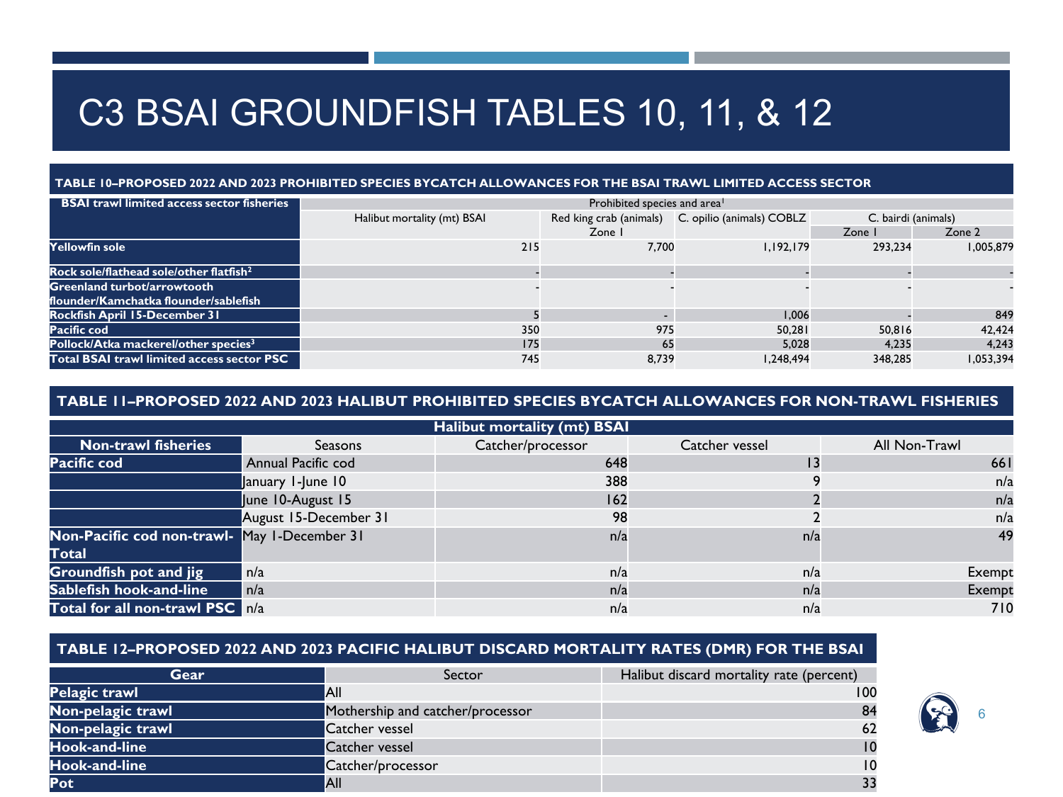# C3 BSAI GROUNDFISH TABLES 10, 11, & 12

## TABLE 10–PROPOSED 2022 AND 2023 PROHIBITED SPECIES BYCATCH ALLOWANCES FOR THE BSAI TRAWL LIMITED ACCESS SECTOR

| BSAI trawl limited access sector fisheries | Prohibited species and area[1] | | | | |
|---|---|---|---|---|---|
| | Halibut mortality (mt) BSAI | Red king crab (animals) Zone 1 | C. opilio (animals) COBLZ | C. bairdi (animals) | |
| | | | | Zone 1 | Zone 2 |
| Yellowfin sole | 215 | 7,700 | 1,192,179 | 293,234 | 1,005,879 |
| Rock sole/flathead sole/other flatfish[2] | - | - | - | - | - |
| Greenland turbot/arrowtooth flounder/Kamchatka flounder/sablefish | - | - | - | - | - |
| Rockfish April 15-December 31 | 5 | - | 1,006 | - | 849 |
| Pacific cod | 350 | 975 | 50,281 | 50,816 | 42,424 |
| Pollock/Atka mackerel/other species[3] | 175 | 65 | 5,028 | 4,235 | 4,243 |
| Total BSAI trawl limited access sector PSC | 745 | 8,739 | 1,248,494 | 348,285 | 1,053,394 |

## TABLE 11–PROPOSED 2022 AND 2023 HALIBUT PROHIBITED SPECIES BYCATCH ALLOWANCES FOR NON-TRAWL FISHERIES

| Halibut mortality (mt) BSAI | | | | |
|---|---|---|---|---|
| Non-trawl fisheries | Seasons | Catcher/processor | Catcher vessel | All Non-Trawl |
| Pacific cod | Annual Pacific cod | 648 | 13 | 661 |
| | January 1-June 10 | 388 | 9 | n/a |
| | June 10-August 15 | 162 | 2 | n/a |
| | August 15-December 31 | 98 | 2 | n/a |
| Non-Pacific cod non-trawl-Total | May 1-December 31 | n/a | n/a | 49 |
| Groundfish pot and jig | n/a | n/a | n/a | Exempt |
| Sablefish hook-and-line | n/a | n/a | n/a | Exempt |
| Total for all non-trawl PSC | n/a | n/a | n/a | 710 |

## TABLE 12–PROPOSED 2022 AND 2023 PACIFIC HALIBUT DISCARD MORTALITY RATES (DMR) FOR THE BSAI

| Gear | Sector | Halibut discard mortality rate (percent) |
|---|---|---|
| Pelagic trawl | All | 100 |
| Non-pelagic trawl | Mothership and catcher/processor | 84 |
| Non-pelagic trawl | Catcher vessel | 62 |
| Hook-and-line | Catcher vessel | 10 |
| Hook-and-line | Catcher/processor | 10 |
| Pot | All | 33 |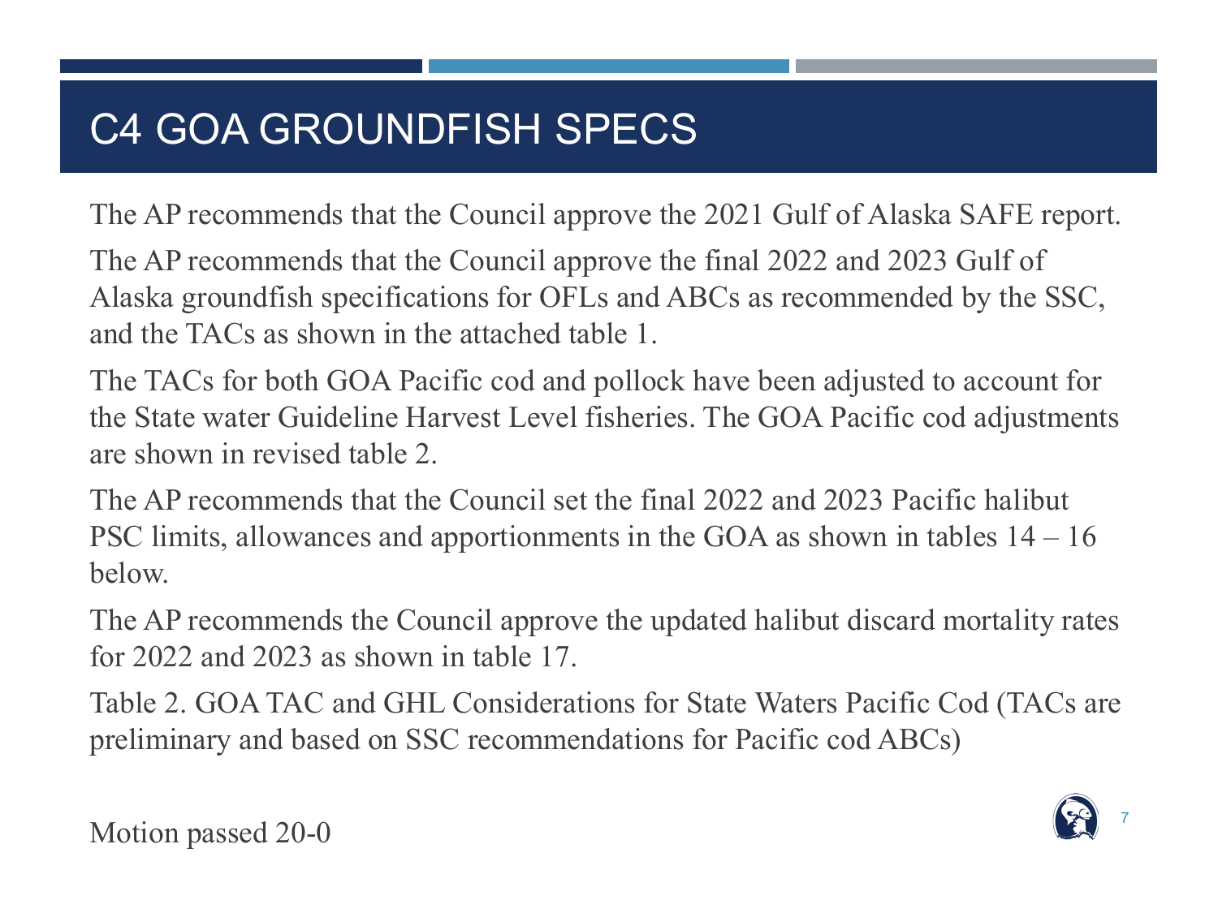# C4 GOA GROUNDFISH SPECS

The AP recommends that the Council approve the 2021 Gulf of Alaska SAFE report.

The AP recommends that the Council approve the final 2022 and 2023 Gulf of Alaska groundfish specifications for OFLs and ABCs as recommended by the SSC, and the TACs as shown in the attached table 1.

The TACs for both GOA Pacific cod and pollock have been adjusted to account for the State water Guideline Harvest Level fisheries. The GOA Pacific cod adjustments are shown in revised table 2.

The AP recommends that the Council set the final 2022 and 2023 Pacific halibut PSC limits, allowances and apportionments in the GOA as shown in tables 14 – 16 below.

The AP recommends the Council approve the updated halibut discard mortality rates for 2022 and 2023 as shown in table 17.

Table 2. GOA TAC and GHL Considerations for State Waters Pacific Cod (TACs are preliminary and based on SSC recommendations for Pacific cod ABCs)

Motion passed 20-0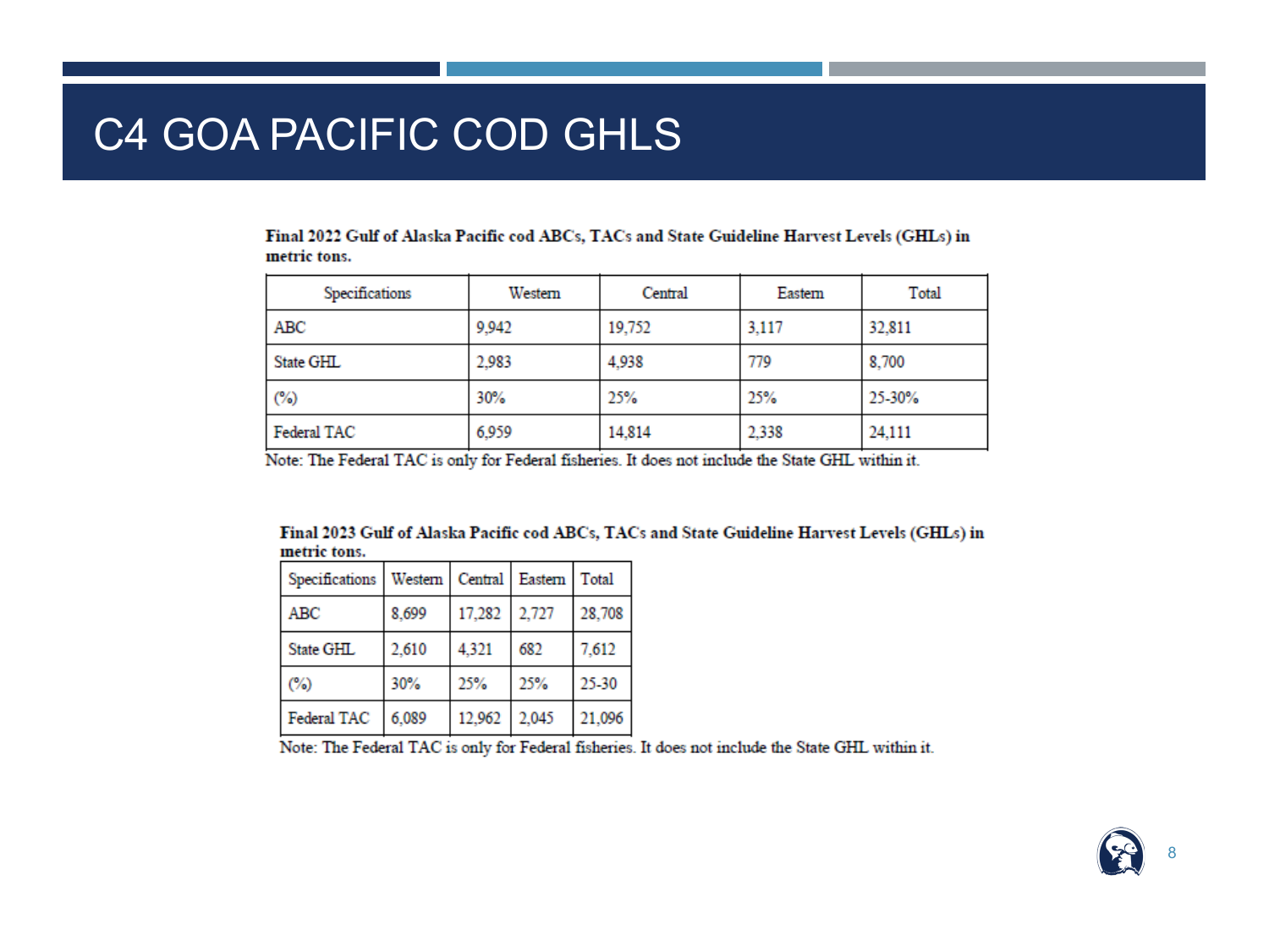# C4 GOA PACIFIC COD GHLS

**Final 2022 Gulf of Alaska Pacific cod ABCs, TACs and State Guideline Harvest Levels (GHLs) in metric tons.**

| Specifications | Western | Central | Eastern | Total |
|---|---|---|---|---|
| ABC | 9,942 | 19,752 | 3,117 | 32,811 |
| State GHL | 2,983 | 4,938 | 779 | 8,700 |
| (%) | 30% | 25% | 25% | 25-30% |
| Federal TAC | 6,959 | 14,814 | 2,338 | 24,111 |

Note: The Federal TAC is only for Federal fisheries. It does not include the State GHL within it.

**Final 2023 Gulf of Alaska Pacific cod ABCs, TACs and State Guideline Harvest Levels (GHLs) in metric tons.**

| Specifications | Western | Central | Eastern | Total |
|---|---|---|---|---|
| ABC | 8,699 | 17,282 | 2,727 | 28,708 |
| State GHL | 2,610 | 4,321 | 682 | 7,612 |
| (%) | 30% | 25% | 25% | 25-30 |
| Federal TAC | 6,089 | 12,962 | 2,045 | 21,096 |

Note: The Federal TAC is only for Federal fisheries. It does not include the State GHL within it.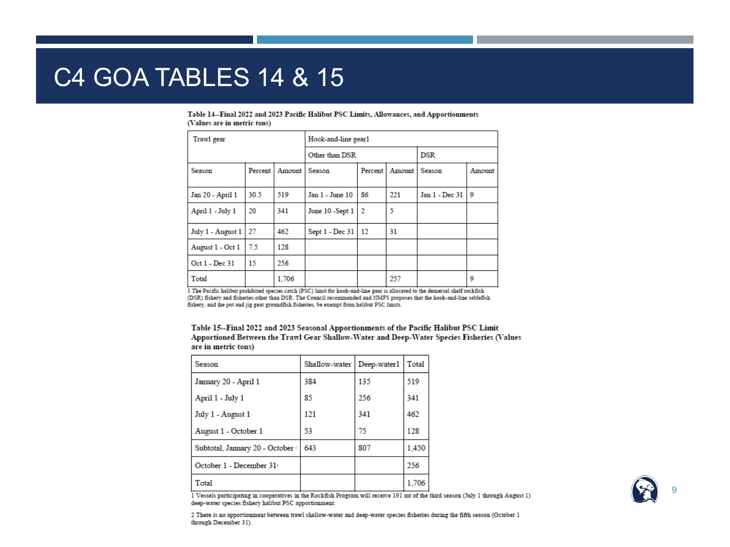# C4 GOA TABLES 14 & 15

**Table 14--Final 2022 and 2023 Pacific Halibut PSC Limits, Allowances, and Apportionments (Values are in metric tons)**

| Trawl gear | | | Hook-and-line gear1 | | | | |
|---|---|---|---|---|---|---|---|
| | | | Other than DSR | | | DSR | |
| Season | Percent | Amount | Season | Percent | Amount | Season | Amount |
| Jan 20 - April 1 | 30.5 | 519 | Jan 1 - June 10 | 86 | 221 | Jan 1 - Dec 31 | 9 |
| April 1 - July 1 | 20 | 341 | June 10 -Sept 1 | 2 | 5 | | |
| July 1 - August 1 | 27 | 462 | Sept 1 - Dec 31 | 12 | 31 | | |
| August 1 - Oct 1 | 7.5 | 128 | | | | | |
| Oct 1 - Dec 31 | 15 | 256 | | | | | |
| Total | | 1,706 | | | 257 | | 9 |

1 The Pacific halibut prohibited species catch (PSC) limit for hook-and-line gear is allocated to the demersal shelf rockfish (DSR) fishery and fisheries other than DSR. The Council recommended and NMFS proposes that the hook-and-line sablefish fishery, and the pot and jig gear groundfish fisheries, be exempt from halibut PSC limits.

**Table 15--Final 2022 and 2023 Seasonal Apportionments of the Pacific Halibut PSC Limit Apportioned Between the Trawl Gear Shallow-Water and Deep-Water Species Fisheries (Values are in metric tons)**

| Season | Shallow-water | Deep-water1 | Total |
|---|---|---|---|
| January 20 - April 1 | 384 | 135 | 519 |
| April 1 - July 1 | 85 | 256 | 341 |
| July 1 - August 1 | 121 | 341 | 462 |
| August 1 - October 1 | 53 | 75 | 128 |
| Subtotal, January 20 - October 1 | 643 | 807 | 1,450 |
| October 1 - December 31[2] | | | 256 |
| Total | | | 1,706 |

1 Vessels participating in cooperatives in the Rockfish Program will receive 191 mt of the third season (July 1 through August 1) deep-water species fishery halibut PSC apportionment.

2 There is no apportionment between trawl shallow-water and deep-water species fisheries during the fifth season (October 1 through December 31).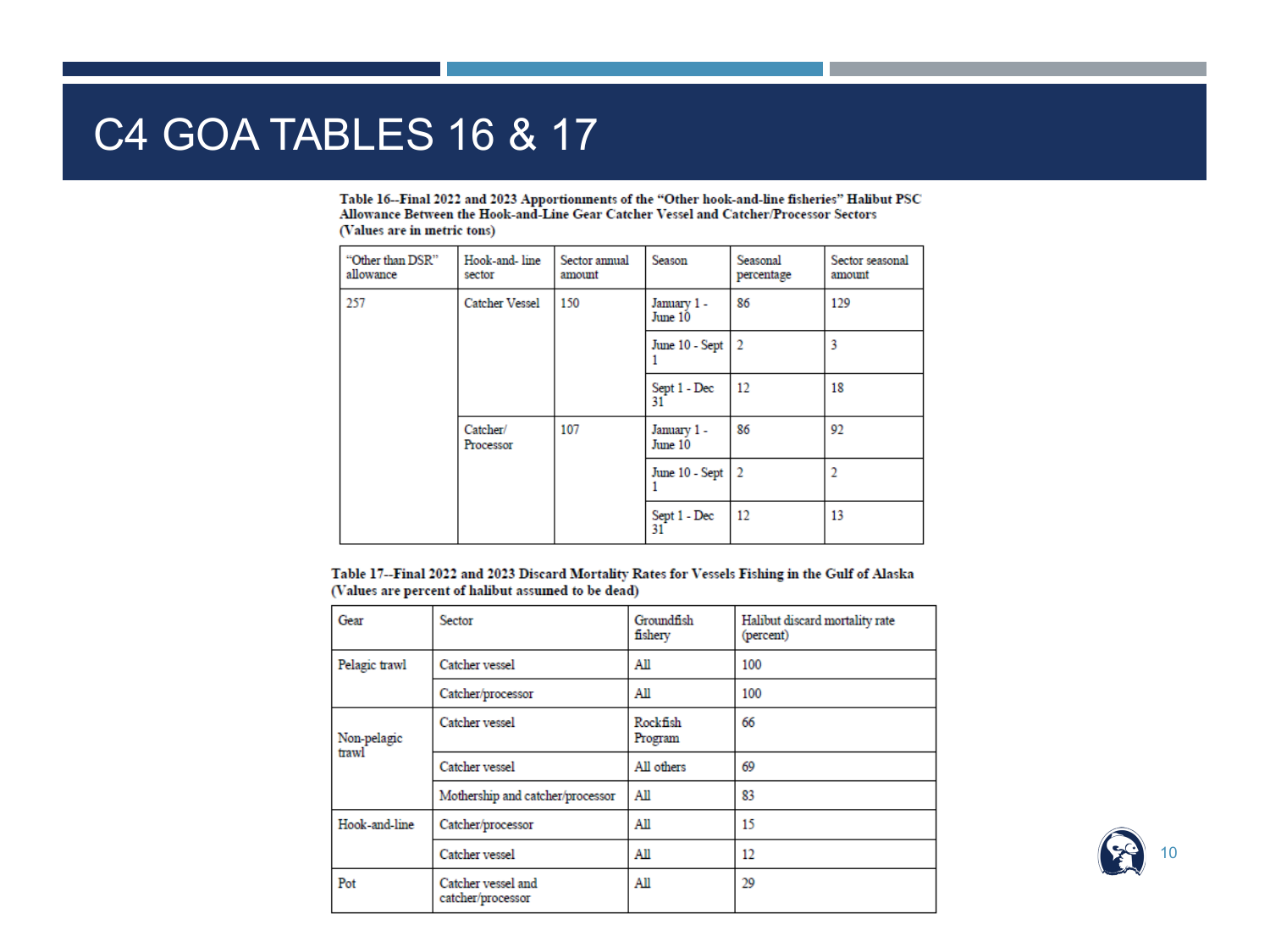# C4 GOA TABLES 16 & 17

**Table 16--Final 2022 and 2023 Apportionments of the "Other hook-and-line fisheries" Halibut PSC Allowance Between the Hook-and-Line Gear Catcher Vessel and Catcher/Processor Sectors (Values are in metric tons)**

| "Other than DSR" allowance | Hook-and- line sector | Sector annual amount | Season | Seasonal percentage | Sector seasonal amount |
|---|---|---|---|---|---|
| 257 | Catcher Vessel | 150 | January 1 - June 10 | 86 | 129 |
| | | | June 10 - Sept 1 | 2 | 3 |
| | | | Sept 1 - Dec 31 | 12 | 18 |
| | Catcher/ Processor | 107 | January 1 - June 10 | 86 | 92 |
| | | | June 10 - Sept 1 | 2 | 2 |
| | | | Sept 1 - Dec 31 | 12 | 13 |

**Table 17--Final 2022 and 2023 Discard Mortality Rates for Vessels Fishing in the Gulf of Alaska (Values are percent of halibut assumed to be dead)**

| Gear | Sector | Groundfish fishery | Halibut discard mortality rate (percent) |
|---|---|---|---|
| Pelagic trawl | Catcher vessel | All | 100 |
| | Catcher/processor | All | 100 |
| Non-pelagic trawl | Catcher vessel | Rockfish Program | 66 |
| | Catcher vessel | All others | 69 |
| | Mothership and catcher/processor | All | 83 |
| Hook-and-line | Catcher/processor | All | 15 |
| | Catcher vessel | All | 12 |
| Pot | Catcher vessel and catcher/processor | All | 29 |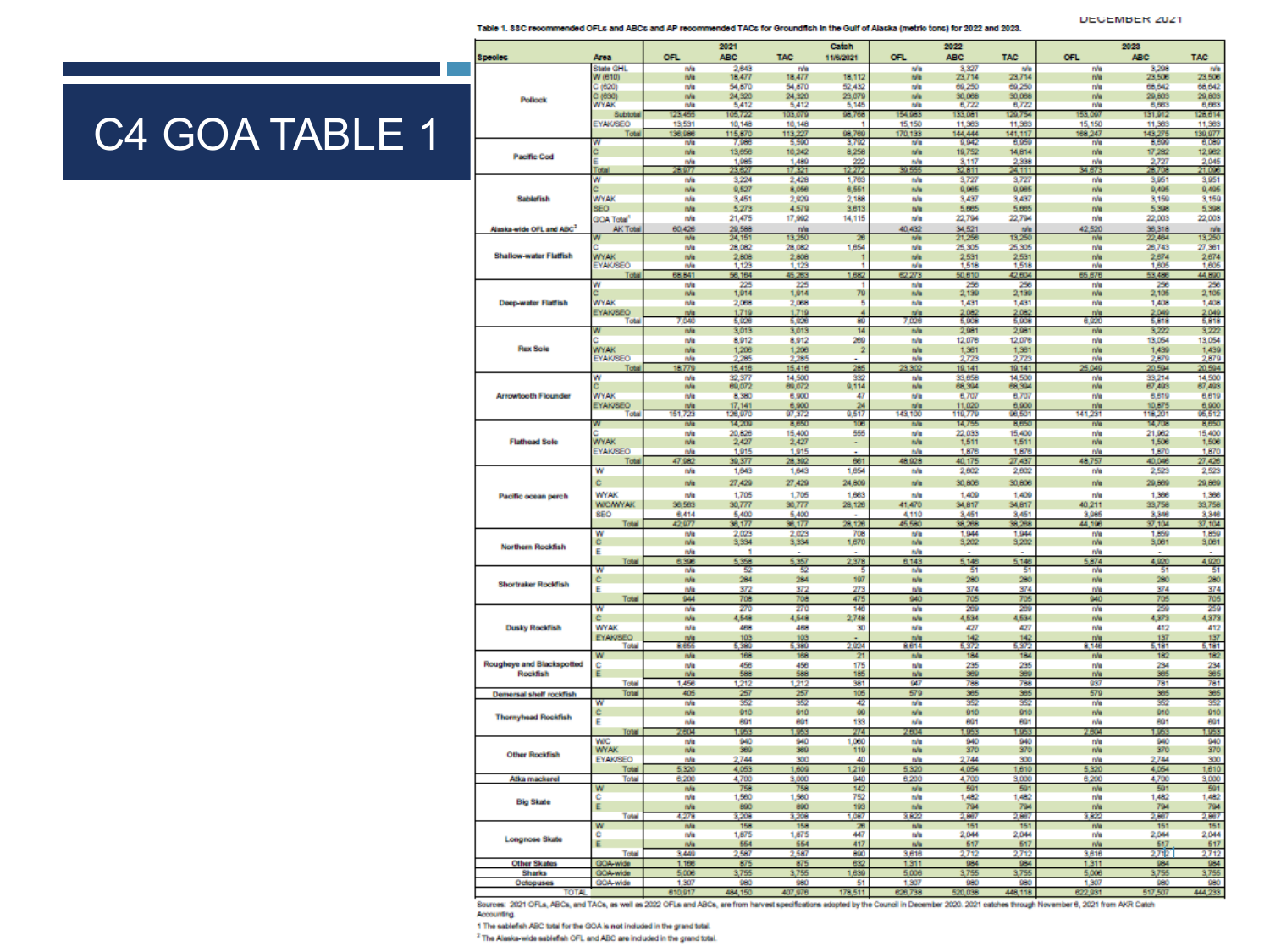# C4 GOA TABLE 1

Table 1. SSC recommended OFLs and ABCs and AP recommended TACs for Groundfish in the Gulf of Alaska (metric tons) for 2022 and 2023.

| Species | Area | 2021 OFL | 2021 ABC | 2021 TAC | Catch 11/6/2021 | 2022 OFL | 2022 ABC | 2022 TAC | 2023 OFL | 2023 ABC | 2023 TAC |
|---|---|---|---|---|---|---|---|---|---|---|---|
| Pollock | State GHL | n/a | 2,643 | n/a | | n/a | 3,327 | n/a | n/a | 3,298 | n/a |
| | W (610) | n/a | 18,477 | 18,477 | 18,112 | n/a | 23,714 | 23,714 | n/a | 23,506 | 23,506 |
| | C (620) | n/a | 54,870 | 54,870 | 52,432 | n/a | 69,250 | 69,250 | n/a | 68,642 | 68,642 |
| | C (630) | n/a | 24,320 | 24,320 | 23,079 | n/a | 30,068 | 30,068 | n/a | 29,803 | 29,803 |
| | WYAK | n/a | 5,412 | 5,412 | 5,145 | n/a | 6,722 | 6,722 | n/a | 6,663 | 6,663 |
| | Subtotal | 123,455 | 105,722 | 103,079 | 98,768 | 154,983 | 133,081 | 129,754 | 153,097 | 131,912 | 128,614 |
| | EYAK/SEO | 13,531 | 10,148 | 10,148 | 1 | 15,150 | 11,363 | 11,363 | 15,150 | 11,363 | 11,363 |
| | Total | 136,986 | 115,870 | 113,227 | 98,769 | 170,133 | 144,444 | 141,117 | 168,247 | 143,275 | 139,977 |
| Pacific Cod | W | n/a | 7,986 | 5,590 | 3,792 | n/a | 9,942 | 6,959 | n/a | 8,699 | 6,089 |
| | C | n/a | 13,656 | 10,242 | 8,258 | n/a | 19,752 | 14,814 | n/a | 17,282 | 12,962 |
| | E | n/a | 1,985 | 1,489 | 222 | n/a | 3,117 | 2,338 | n/a | 2,727 | 2,045 |
| | Total | 28,977 | 23,627 | 17,321 | 12,272 | 39,555 | 32,811 | 24,111 | 34,673 | 28,708 | 21,096 |
| Sablefish | W | n/a | 3,224 | 2,428 | 1,763 | n/a | 3,727 | 3,727 | n/a | 3,951 | 3,951 |
| | C | n/a | 9,527 | 8,056 | 6,551 | n/a | 9,965 | 9,965 | n/a | 9,495 | 9,495 |
| | WYAK | n/a | 3,451 | 2,929 | 2,188 | n/a | 3,437 | 3,437 | n/a | 3,159 | 3,159 |
| | SEO | n/a | 5,273 | 4,579 | 3,613 | n/a | 5,665 | 5,665 | n/a | 5,398 | 5,398 |
| | GOA Total[1] | n/a | 21,475 | 17,992 | 14,115 | n/a | 22,794 | 22,794 | n/a | 22,003 | 22,003 |
| Alaska-wide OFL and ABC[2] | AK Total | 60,426 | 29,588 | n/a | | 40,432 | 34,521 | n/a | 42,520 | 36,318 | n/a |
| Shallow-water Flatfish | W | n/a | 24,151 | 13,250 | 26 | n/a | 21,256 | 13,250 | n/a | 22,464 | 13,250 |
| | C | n/a | 28,082 | 28,082 | 1,654 | n/a | 25,305 | 25,305 | n/a | 26,743 | 27,361 |
| | WYAK | n/a | 2,808 | 2,808 | 1 | n/a | 2,531 | 2,531 | n/a | 2,674 | 2,674 |
| | EYAK/SEO | n/a | 1,123 | 1,123 | 1 | n/a | 1,518 | 1,518 | n/a | 1,605 | 1,605 |
| | Total | 68,841 | 56,164 | 45,263 | 1,682 | 62,273 | 50,610 | 42,604 | 65,676 | 53,486 | 44,890 |
| Deep-water Flatfish | W | n/a | 225 | 225 | 1 | n/a | 256 | 256 | n/a | 256 | 256 |
| | C | n/a | 1,914 | 1,914 | 79 | n/a | 2,139 | 2,139 | n/a | 2,105 | 2,105 |
| | WYAK | n/a | 2,068 | 2,068 | 5 | n/a | 1,431 | 1,431 | n/a | 1,408 | 1,408 |
| | EYAK/SEO | n/a | 1,719 | 1,719 | 4 | n/a | 2,082 | 2,082 | n/a | 2,049 | 2,049 |
| | Total | 7,040 | 5,926 | 5,926 | 89 | 7,026 | 5,908 | 5,908 | 6,920 | 5,818 | 5,818 |
| Rex Sole | W | n/a | 3,013 | 3,013 | 14 | n/a | 2,981 | 2,981 | n/a | 3,222 | 3,222 |
| | C | n/a | 8,912 | 8,912 | 269 | n/a | 12,076 | 12,076 | n/a | 13,054 | 13,054 |
| | WYAK | n/a | 1,206 | 1,206 | 2 | n/a | 1,361 | 1,361 | n/a | 1,439 | 1,439 |
| | EYAK/SEO | n/a | 2,285 | 2,285 | - | n/a | 2,723 | 2,723 | n/a | 2,879 | 2,879 |
| | Total | 18,779 | 15,416 | 15,416 | 285 | 23,302 | 19,141 | 19,141 | 25,049 | 20,594 | 20,594 |
| Arrowtooth Flounder | W | n/a | 32,377 | 14,500 | 332 | n/a | 33,658 | 14,500 | n/a | 33,214 | 14,500 |
| | C | n/a | 69,072 | 69,072 | 9,114 | n/a | 68,394 | 68,394 | n/a | 67,493 | 67,493 |
| | WYAK | n/a | 8,380 | 6,900 | 47 | n/a | 6,707 | 6,707 | n/a | 6,619 | 6,619 |
| | EYAK/SEO | n/a | 17,141 | 6,900 | 24 | n/a | 11,020 | 6,900 | n/a | 10,875 | 6,900 |
| | Total | 151,723 | 126,970 | 97,372 | 9,517 | 143,100 | 119,779 | 96,501 | 141,231 | 118,201 | 95,512 |
| Flathead Sole | W | n/a | 14,209 | 8,650 | 106 | n/a | 14,755 | 8,650 | n/a | 14,708 | 8,650 |
| | C | n/a | 20,826 | 15,400 | 555 | n/a | 22,033 | 15,400 | n/a | 21,962 | 15,400 |
| | WYAK | n/a | 2,427 | 2,427 | - | n/a | 1,511 | 1,511 | n/a | 1,506 | 1,506 |
| | EYAK/SEO | n/a | 1,915 | 1,915 | - | n/a | 1,876 | 1,876 | n/a | 1,870 | 1,870 |
| | Total | 47,982 | 39,377 | 28,392 | 661 | 48,928 | 40,175 | 27,437 | 48,757 | 40,046 | 27,426 |
| Pacific ocean perch | W | n/a | 1,643 | 1,643 | 1,654 | n/a | 2,602 | 2,602 | n/a | 2,523 | 2,523 |
| | C | n/a | 27,429 | 27,429 | 24,809 | n/a | 30,806 | 30,806 | n/a | 29,869 | 29,869 |
| | WYAK | n/a | 1,705 | 1,705 | 1,663 | n/a | 1,409 | 1,409 | n/a | 1,366 | 1,366 |
| | W/C/WYAK | 36,563 | 30,777 | 30,777 | 28,126 | 41,470 | 34,817 | 34,817 | 40,211 | 33,758 | 33,758 |
| | SEO | 6,414 | 5,400 | 5,400 | - | 4,110 | 3,451 | 3,451 | 3,985 | 3,346 | 3,346 |
| | Total | 42,977 | 36,177 | 36,177 | 28,126 | 45,580 | 38,268 | 38,268 | 44,196 | 37,104 | 37,104 |
| Northern Rockfish | W | n/a | 2,023 | 2,023 | 708 | n/a | 1,944 | 1,944 | n/a | 1,859 | 1,859 |
| | C | n/a | 3,334 | 3,334 | 1,670 | n/a | 3,202 | 3,202 | n/a | 3,061 | 3,061 |
| | E | n/a | 1 | - | - | n/a | - | - | n/a | - | - |
| | Total | 6,396 | 5,358 | 5,357 | 2,378 | 6,143 | 5,146 | 5,146 | 5,874 | 4,920 | 4,920 |
| Shortraker Rockfish | W | n/a | 52 | 52 | 5 | n/a | 51 | 51 | n/a | 51 | 51 |
| | C | n/a | 284 | 284 | 197 | n/a | 280 | 280 | n/a | 280 | 280 |
| | E | n/a | 372 | 372 | 273 | n/a | 374 | 374 | n/a | 374 | 374 |
| | Total | 944 | 708 | 708 | 475 | 940 | 705 | 705 | 940 | 705 | 705 |
| Dusky Rockfish | W | n/a | 270 | 270 | 146 | n/a | 269 | 269 | n/a | 259 | 259 |
| | C | n/a | 4,548 | 4,548 | 2,748 | n/a | 4,534 | 4,534 | n/a | 4,373 | 4,373 |
| | WYAK | n/a | 468 | 468 | 30 | n/a | 427 | 427 | n/a | 412 | 412 |
| | EYAK/SEO | n/a | 103 | 103 | - | n/a | 142 | 142 | n/a | 137 | 137 |
| | Total | 6,555 | 5,389 | 5,389 | 2,924 | 6,614 | 5,372 | 5,372 | 6,146 | 5,181 | 5,181 |
| Rougheye and Blackspotted Rockfish | W | n/a | 168 | 168 | 21 | n/a | 184 | 184 | n/a | 182 | 182 |
| | C | n/a | 456 | 456 | 175 | n/a | 235 | 235 | n/a | 234 | 234 |
| | E | n/a | 588 | 588 | 185 | n/a | 369 | 369 | n/a | 365 | 365 |
| | Total | 1,456 | 1,212 | 1,212 | 381 | 947 | 788 | 788 | 937 | 781 | 781 |
| Demersal shelf rockfish | Total | 405 | 257 | 257 | 105 | 579 | 365 | 365 | 579 | 365 | 365 |
| Thornyhead Rockfish | W | n/a | 352 | 352 | 42 | n/a | 352 | 352 | n/a | 352 | 352 |
| | C | n/a | 910 | 910 | 99 | n/a | 910 | 910 | n/a | 910 | 910 |
| | E | n/a | 691 | 691 | 133 | n/a | 691 | 691 | n/a | 691 | 691 |
| | Total | 2,604 | 1,953 | 1,953 | 274 | 2,604 | 1,953 | 1,953 | 2,604 | 1,953 | 1,953 |
| Other Rockfish | W/C | n/a | 940 | 940 | 1,060 | n/a | 940 | 940 | n/a | 940 | 940 |
| | WYAK | n/a | 369 | 369 | 119 | n/a | 370 | 370 | n/a | 370 | 370 |
| | EYAK/SEO | n/a | 2,744 | 300 | 40 | n/a | 2,744 | 300 | n/a | 2,744 | 300 |
| | Total | 5,320 | 4,053 | 1,609 | 1,219 | 5,320 | 4,054 | 1,610 | 5,320 | 4,054 | 1,610 |
| Atka mackerel | Total | 6,200 | 4,700 | 3,000 | 940 | 6,200 | 4,700 | 3,000 | 6,200 | 4,700 | 3,000 |
| Big Skate | W | n/a | 758 | 758 | 142 | n/a | 591 | 591 | n/a | 591 | 591 |
| | C | n/a | 1,560 | 1,560 | 752 | n/a | 1,482 | 1,482 | n/a | 1,482 | 1,482 |
| | E | n/a | 890 | 890 | 193 | n/a | 794 | 794 | n/a | 794 | 794 |
| | Total | 4,278 | 3,208 | 3,208 | 1,087 | 3,822 | 2,867 | 2,867 | 3,822 | 2,867 | 2,867 |
| Longnose Skate | W | n/a | 158 | 158 | 26 | n/a | 151 | 151 | n/a | 151 | 151 |
| | C | n/a | 1,875 | 1,875 | 447 | n/a | 2,044 | 2,044 | n/a | 2,044 | 2,044 |
| | E | n/a | 554 | 554 | 417 | n/a | 517 | 517 | n/a | 517 | 517 |
| | Total | 3,449 | 2,587 | 2,587 | 890 | 3,616 | 2,712 | 2,712 | 3,616 | 2,712 | 2,712 |
| Other Skates | GOA-wide | 1,166 | 875 | 875 | 832 | 1,311 | 984 | 984 | 1,311 | 984 | 984 |
| Sharks | GOA-wide | 5,006 | 3,755 | 3,755 | 1,639 | 5,006 | 3,755 | 3,755 | 5,006 | 3,755 | 3,755 |
| Octopuses | GOA-wide | 1,307 | 980 | 980 | 51 | 1,307 | 980 | 980 | 1,307 | 980 | 980 |
| TOTAL | | 610,917 | 484,150 | 407,976 | 178,511 | 626,738 | 520,038 | 448,118 | 622,931 | 517,507 | 444,233 |

Sources: 2021 OFLs, ABCs, and TACs, as well as 2022 OFLs and ABCs, are from harvest specifications adopted by the Council in December 2020. 2021 catches through November 6, 2021 from AKR Catch Accounting.

1 The sablefish ABC total for the GOA is not included in the grand total.

2 The Alaska-wide sablefish OFL and ABC are included in the grand total.